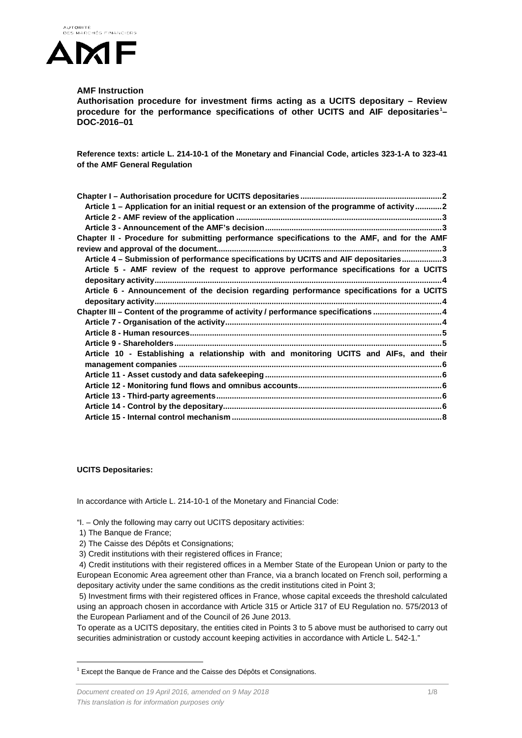**AMF Instruction**

**Authorisation procedure for investment firms acting as a UCITS depositary – Review procedure for the performance specifications of other UCITS and AIF depositaries[1]– DOC-2016–01**

**Reference texts: article L. 214-10-1 of the Monetary and Financial Code, articles 323-1-A to 323-41 of the AMF General Regulation**

**Chapter I – Authorisation procedure for UCITS depositaries** .......... 2
- **Article 1 – Application for an initial request or an extension of the programme of activity** .......... 2
- **Article 2 - AMF review of the application** .......... 3
- **Article 3 - Announcement of the AMF's decision** .......... 3

**Chapter II - Procedure for submitting performance specifications to the AMF, and for the AMF review and approval of the document** .......... 3
- **Article 4 – Submission of performance specifications by UCITS and AIF depositaries** .......... 3
- **Article 5 - AMF review of the request to approve performance specifications for a UCITS depositary activity** .......... 4
- **Article 6 - Announcement of the decision regarding performance specifications for a UCITS depositary activity** .......... 4

**Chapter III – Content of the programme of activity / performance specifications** .......... 4
- **Article 7 - Organisation of the activity** .......... 4
- **Article 8 - Human resources** .......... 5
- **Article 9 - Shareholders** .......... 5
- **Article 10 - Establishing a relationship with and monitoring UCITS and AIFs, and their management companies** .......... 6
- **Article 11 - Asset custody and data safekeeping** .......... 6
- **Article 12 - Monitoring fund flows and omnibus accounts** .......... 6
- **Article 13 - Third-party agreements** .......... 6
- **Article 14 - Control by the depositary** .......... 6
- **Article 15 - Internal control mechanism** .......... 8

**UCITS Depositaries:**

In accordance with Article L. 214-10-1 of the Monetary and Financial Code:

"I. – Only the following may carry out UCITS depositary activities:

1) The Banque de France;
2) The Caisse des Dépôts et Consignations;
3) Credit institutions with their registered offices in France;
4) Credit institutions with their registered offices in a Member State of the European Union or party to the European Economic Area agreement other than France, via a branch located on French soil, performing a depositary activity under the same conditions as the credit institutions cited in Point 3;
5) Investment firms with their registered offices in France, whose capital exceeds the threshold calculated using an approach chosen in accordance with Article 315 or Article 317 of EU Regulation no. 575/2013 of the European Parliament and of the Council of 26 June 2013.

To operate as a UCITS depositary, the entities cited in Points 3 to 5 above must be authorised to carry out securities administration or custody account keeping activities in accordance with Article L. 542-1."

[1] Except the Banque de France and the Caisse des Dépôts et Consignations.

*Document created on 19 April 2016, amended on 9 May 2018*

*This translation is for information purposes only*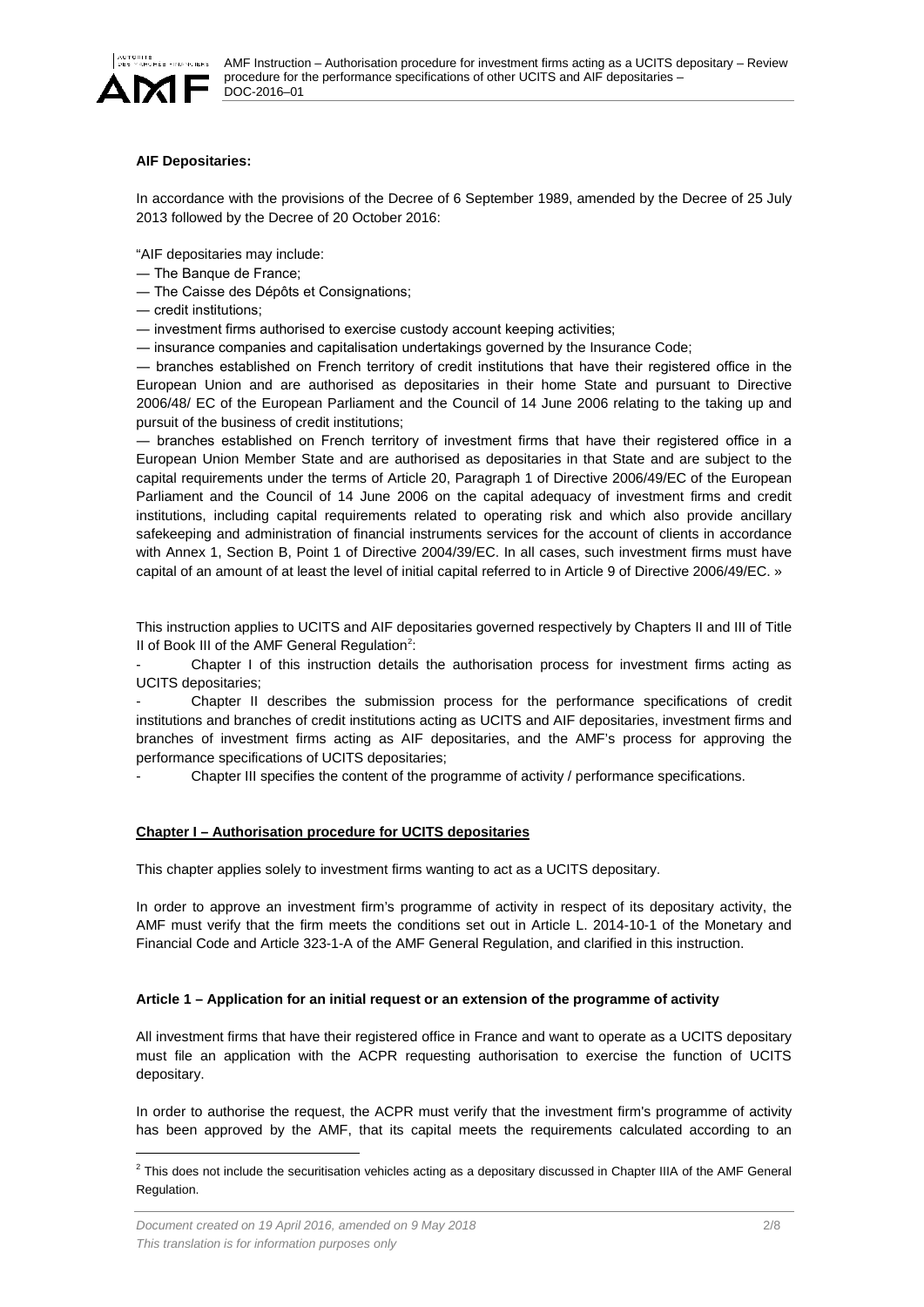**AIF Depositaries:**

In accordance with the provisions of the Decree of 6 September 1989, amended by the Decree of 25 July 2013 followed by the Decree of 20 October 2016:

"AIF depositaries may include:

— The Banque de France;

— The Caisse des Dépôts et Consignations;

— credit institutions;

— investment firms authorised to exercise custody account keeping activities;

— insurance companies and capitalisation undertakings governed by the Insurance Code;

— branches established on French territory of credit institutions that have their registered office in the European Union and are authorised as depositaries in their home State and pursuant to Directive 2006/48/ EC of the European Parliament and the Council of 14 June 2006 relating to the taking up and pursuit of the business of credit institutions;

— branches established on French territory of investment firms that have their registered office in a European Union Member State and are authorised as depositaries in that State and are subject to the capital requirements under the terms of Article 20, Paragraph 1 of Directive 2006/49/EC of the European Parliament and the Council of 14 June 2006 on the capital adequacy of investment firms and credit institutions, including capital requirements related to operating risk and which also provide ancillary safekeeping and administration of financial instruments services for the account of clients in accordance with Annex 1, Section B, Point 1 of Directive 2004/39/EC. In all cases, such investment firms must have capital of an amount of at least the level of initial capital referred to in Article 9 of Directive 2006/49/EC. »

This instruction applies to UCITS and AIF depositaries governed respectively by Chapters II and III of Title II of Book III of the AMF General Regulation[2]:

- Chapter I of this instruction details the authorisation process for investment firms acting as UCITS depositaries;
- Chapter II describes the submission process for the performance specifications of credit institutions and branches of credit institutions acting as UCITS and AIF depositaries, investment firms and branches of investment firms acting as AIF depositaries, and the AMF's process for approving the performance specifications of UCITS depositaries;
- Chapter III specifies the content of the programme of activity / performance specifications.

## Chapter I – Authorisation procedure for UCITS depositaries

This chapter applies solely to investment firms wanting to act as a UCITS depositary.

In order to approve an investment firm's programme of activity in respect of its depositary activity, the AMF must verify that the firm meets the conditions set out in Article L. 2014-10-1 of the Monetary and Financial Code and Article 323-1-A of the AMF General Regulation, and clarified in this instruction.

### Article 1 – Application for an initial request or an extension of the programme of activity

All investment firms that have their registered office in France and want to operate as a UCITS depositary must file an application with the ACPR requesting authorisation to exercise the function of UCITS depositary.

In order to authorise the request, the ACPR must verify that the investment firm's programme of activity has been approved by the AMF, that its capital meets the requirements calculated according to an

[2] This does not include the securitisation vehicles acting as a depositary discussed in Chapter IIIA of the AMF General Regulation.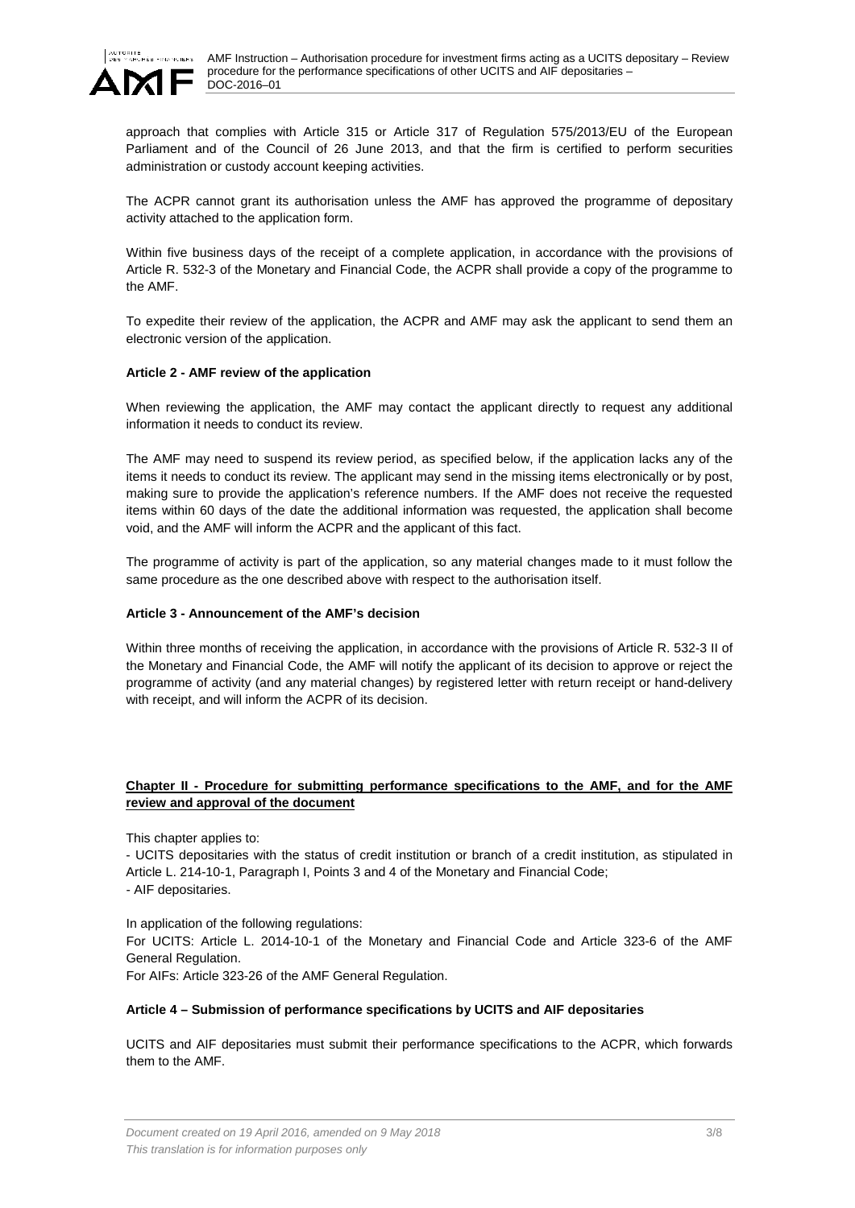approach that complies with Article 315 or Article 317 of Regulation 575/2013/EU of the European Parliament and of the Council of 26 June 2013, and that the firm is certified to perform securities administration or custody account keeping activities.

The ACPR cannot grant its authorisation unless the AMF has approved the programme of depositary activity attached to the application form.

Within five business days of the receipt of a complete application, in accordance with the provisions of Article R. 532-3 of the Monetary and Financial Code, the ACPR shall provide a copy of the programme to the AMF.

To expedite their review of the application, the ACPR and AMF may ask the applicant to send them an electronic version of the application.

**Article 2 - AMF review of the application**

When reviewing the application, the AMF may contact the applicant directly to request any additional information it needs to conduct its review.

The AMF may need to suspend its review period, as specified below, if the application lacks any of the items it needs to conduct its review. The applicant may send in the missing items electronically or by post, making sure to provide the application's reference numbers. If the AMF does not receive the requested items within 60 days of the date the additional information was requested, the application shall become void, and the AMF will inform the ACPR and the applicant of this fact.

The programme of activity is part of the application, so any material changes made to it must follow the same procedure as the one described above with respect to the authorisation itself.

**Article 3 - Announcement of the AMF's decision**

Within three months of receiving the application, in accordance with the provisions of Article R. 532-3 II of the Monetary and Financial Code, the AMF will notify the applicant of its decision to approve or reject the programme of activity (and any material changes) by registered letter with return receipt or hand-delivery with receipt, and will inform the ACPR of its decision.

## Chapter II - Procedure for submitting performance specifications to the AMF, and for the AMF review and approval of the document

This chapter applies to:

- UCITS depositaries with the status of credit institution or branch of a credit institution, as stipulated in Article L. 214-10-1, Paragraph I, Points 3 and 4 of the Monetary and Financial Code;
- AIF depositaries.

In application of the following regulations:

For UCITS: Article L. 2014-10-1 of the Monetary and Financial Code and Article 323-6 of the AMF General Regulation.

For AIFs: Article 323-26 of the AMF General Regulation.

**Article 4 – Submission of performance specifications by UCITS and AIF depositaries**

UCITS and AIF depositaries must submit their performance specifications to the ACPR, which forwards them to the AMF.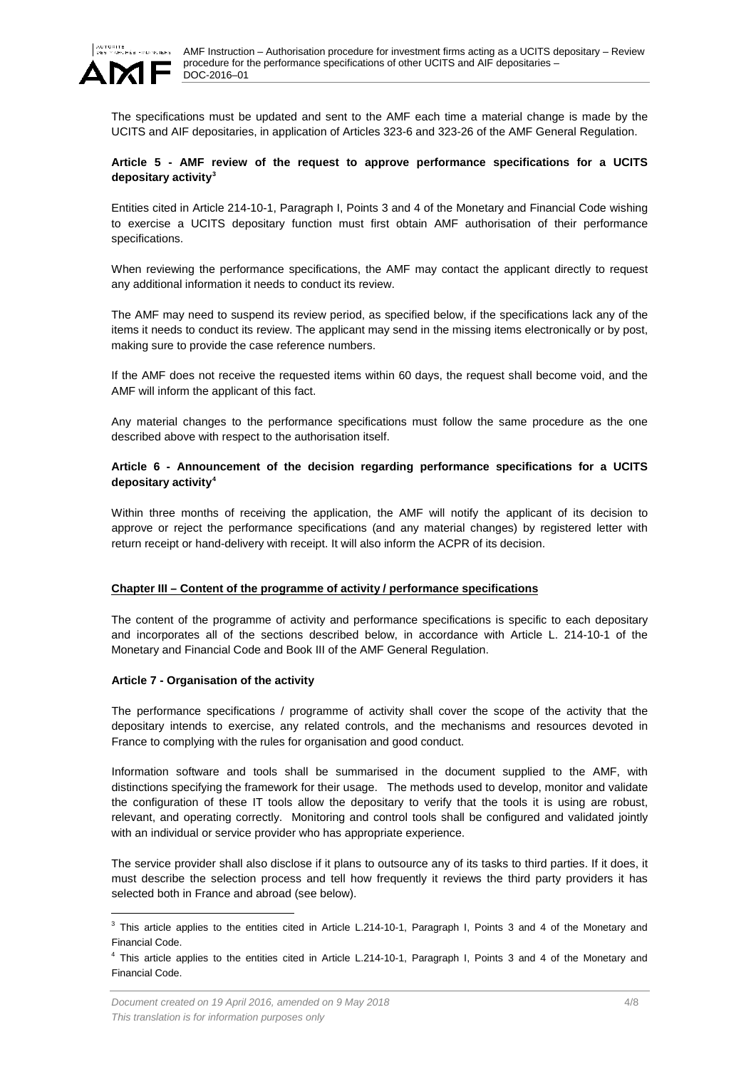The specifications must be updated and sent to the AMF each time a material change is made by the UCITS and AIF depositaries, in application of Articles 323-6 and 323-26 of the AMF General Regulation.

**Article 5 - AMF review of the request to approve performance specifications for a UCITS depositary activity**[3]

Entities cited in Article 214-10-1, Paragraph I, Points 3 and 4 of the Monetary and Financial Code wishing to exercise a UCITS depositary function must first obtain AMF authorisation of their performance specifications.

When reviewing the performance specifications, the AMF may contact the applicant directly to request any additional information it needs to conduct its review.

The AMF may need to suspend its review period, as specified below, if the specifications lack any of the items it needs to conduct its review. The applicant may send in the missing items electronically or by post, making sure to provide the case reference numbers.

If the AMF does not receive the requested items within 60 days, the request shall become void, and the AMF will inform the applicant of this fact.

Any material changes to the performance specifications must follow the same procedure as the one described above with respect to the authorisation itself.

**Article 6 - Announcement of the decision regarding performance specifications for a UCITS depositary activity**[4]

Within three months of receiving the application, the AMF will notify the applicant of its decision to approve or reject the performance specifications (and any material changes) by registered letter with return receipt or hand-delivery with receipt. It will also inform the ACPR of its decision.

## Chapter III – Content of the programme of activity / performance specifications

The content of the programme of activity and performance specifications is specific to each depositary and incorporates all of the sections described below, in accordance with Article L. 214-10-1 of the Monetary and Financial Code and Book III of the AMF General Regulation.

**Article 7 - Organisation of the activity**

The performance specifications / programme of activity shall cover the scope of the activity that the depositary intends to exercise, any related controls, and the mechanisms and resources devoted in France to complying with the rules for organisation and good conduct.

Information software and tools shall be summarised in the document supplied to the AMF, with distinctions specifying the framework for their usage. The methods used to develop, monitor and validate the configuration of these IT tools allow the depositary to verify that the tools it is using are robust, relevant, and operating correctly. Monitoring and control tools shall be configured and validated jointly with an individual or service provider who has appropriate experience.

The service provider shall also disclose if it plans to outsource any of its tasks to third parties. If it does, it must describe the selection process and tell how frequently it reviews the third party providers it has selected both in France and abroad (see below).

[3] This article applies to the entities cited in Article L.214-10-1, Paragraph I, Points 3 and 4 of the Monetary and Financial Code.

[4] This article applies to the entities cited in Article L.214-10-1, Paragraph I, Points 3 and 4 of the Monetary and Financial Code.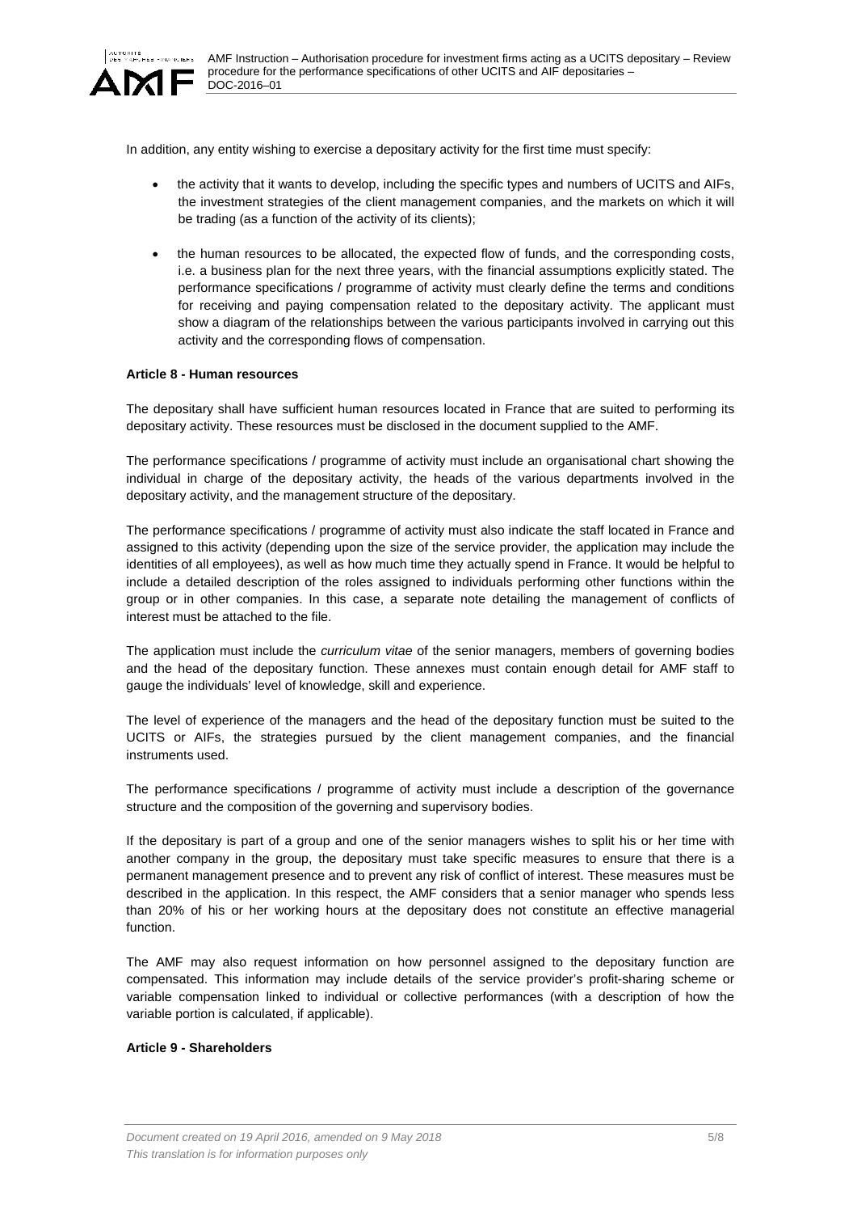In addition, any entity wishing to exercise a depositary activity for the first time must specify:

- the activity that it wants to develop, including the specific types and numbers of UCITS and AIFs, the investment strategies of the client management companies, and the markets on which it will be trading (as a function of the activity of its clients);
- the human resources to be allocated, the expected flow of funds, and the corresponding costs, i.e. a business plan for the next three years, with the financial assumptions explicitly stated. The performance specifications / programme of activity must clearly define the terms and conditions for receiving and paying compensation related to the depositary activity. The applicant must show a diagram of the relationships between the various participants involved in carrying out this activity and the corresponding flows of compensation.

**Article 8 - Human resources**

The depositary shall have sufficient human resources located in France that are suited to performing its depositary activity. These resources must be disclosed in the document supplied to the AMF.

The performance specifications / programme of activity must include an organisational chart showing the individual in charge of the depositary activity, the heads of the various departments involved in the depositary activity, and the management structure of the depositary.

The performance specifications / programme of activity must also indicate the staff located in France and assigned to this activity (depending upon the size of the service provider, the application may include the identities of all employees), as well as how much time they actually spend in France. It would be helpful to include a detailed description of the roles assigned to individuals performing other functions within the group or in other companies. In this case, a separate note detailing the management of conflicts of interest must be attached to the file.

The application must include the *curriculum vitae* of the senior managers, members of governing bodies and the head of the depositary function. These annexes must contain enough detail for AMF staff to gauge the individuals' level of knowledge, skill and experience.

The level of experience of the managers and the head of the depositary function must be suited to the UCITS or AIFs, the strategies pursued by the client management companies, and the financial instruments used.

The performance specifications / programme of activity must include a description of the governance structure and the composition of the governing and supervisory bodies.

If the depositary is part of a group and one of the senior managers wishes to split his or her time with another company in the group, the depositary must take specific measures to ensure that there is a permanent management presence and to prevent any risk of conflict of interest. These measures must be described in the application. In this respect, the AMF considers that a senior manager who spends less than 20% of his or her working hours at the depositary does not constitute an effective managerial function.

The AMF may also request information on how personnel assigned to the depositary function are compensated. This information may include details of the service provider's profit-sharing scheme or variable compensation linked to individual or collective performances (with a description of how the variable portion is calculated, if applicable).

**Article 9 - Shareholders**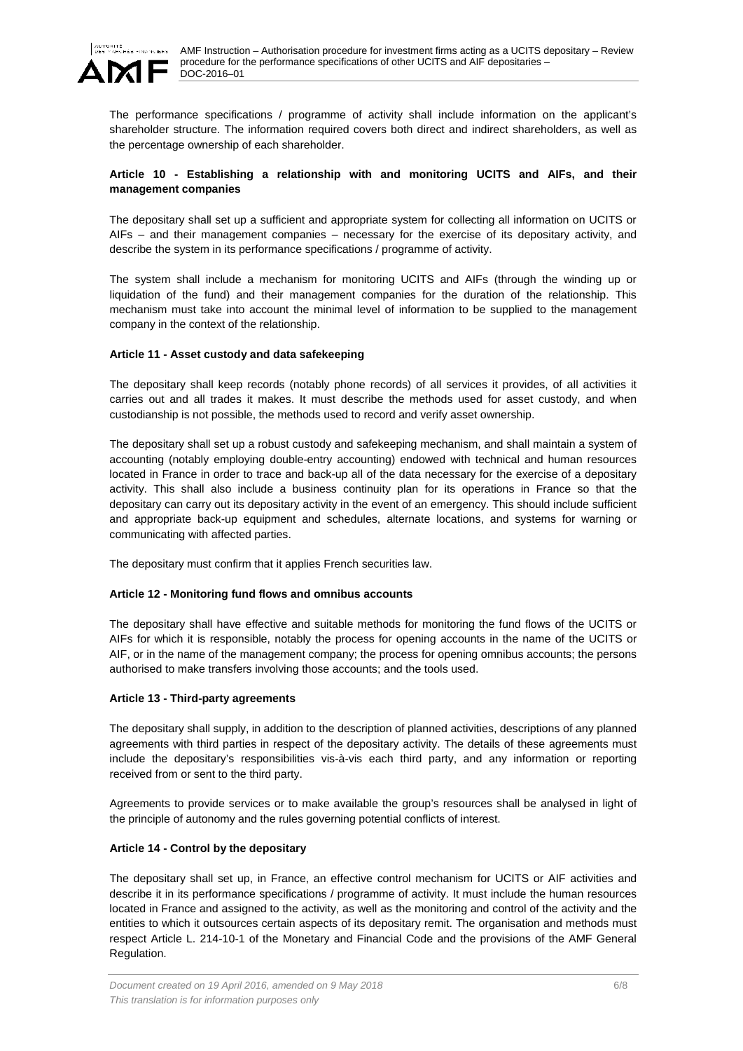The performance specifications / programme of activity shall include information on the applicant's shareholder structure. The information required covers both direct and indirect shareholders, as well as the percentage ownership of each shareholder.

**Article 10 - Establishing a relationship with and monitoring UCITS and AIFs, and their management companies**

The depositary shall set up a sufficient and appropriate system for collecting all information on UCITS or AIFs – and their management companies – necessary for the exercise of its depositary activity, and describe the system in its performance specifications / programme of activity.

The system shall include a mechanism for monitoring UCITS and AIFs (through the winding up or liquidation of the fund) and their management companies for the duration of the relationship. This mechanism must take into account the minimal level of information to be supplied to the management company in the context of the relationship.

**Article 11 - Asset custody and data safekeeping**

The depositary shall keep records (notably phone records) of all services it provides, of all activities it carries out and all trades it makes. It must describe the methods used for asset custody, and when custodianship is not possible, the methods used to record and verify asset ownership.

The depositary shall set up a robust custody and safekeeping mechanism, and shall maintain a system of accounting (notably employing double-entry accounting) endowed with technical and human resources located in France in order to trace and back-up all of the data necessary for the exercise of a depositary activity. This shall also include a business continuity plan for its operations in France so that the depositary can carry out its depositary activity in the event of an emergency. This should include sufficient and appropriate back-up equipment and schedules, alternate locations, and systems for warning or communicating with affected parties.

The depositary must confirm that it applies French securities law.

**Article 12 - Monitoring fund flows and omnibus accounts**

The depositary shall have effective and suitable methods for monitoring the fund flows of the UCITS or AIFs for which it is responsible, notably the process for opening accounts in the name of the UCITS or AIF, or in the name of the management company; the process for opening omnibus accounts; the persons authorised to make transfers involving those accounts; and the tools used.

**Article 13 - Third-party agreements**

The depositary shall supply, in addition to the description of planned activities, descriptions of any planned agreements with third parties in respect of the depositary activity. The details of these agreements must include the depositary's responsibilities vis-à-vis each third party, and any information or reporting received from or sent to the third party.

Agreements to provide services or to make available the group's resources shall be analysed in light of the principle of autonomy and the rules governing potential conflicts of interest.

**Article 14 - Control by the depositary**

The depositary shall set up, in France, an effective control mechanism for UCITS or AIF activities and describe it in its performance specifications / programme of activity. It must include the human resources located in France and assigned to the activity, as well as the monitoring and control of the activity and the entities to which it outsources certain aspects of its depositary remit. The organisation and methods must respect Article L. 214-10-1 of the Monetary and Financial Code and the provisions of the AMF General Regulation.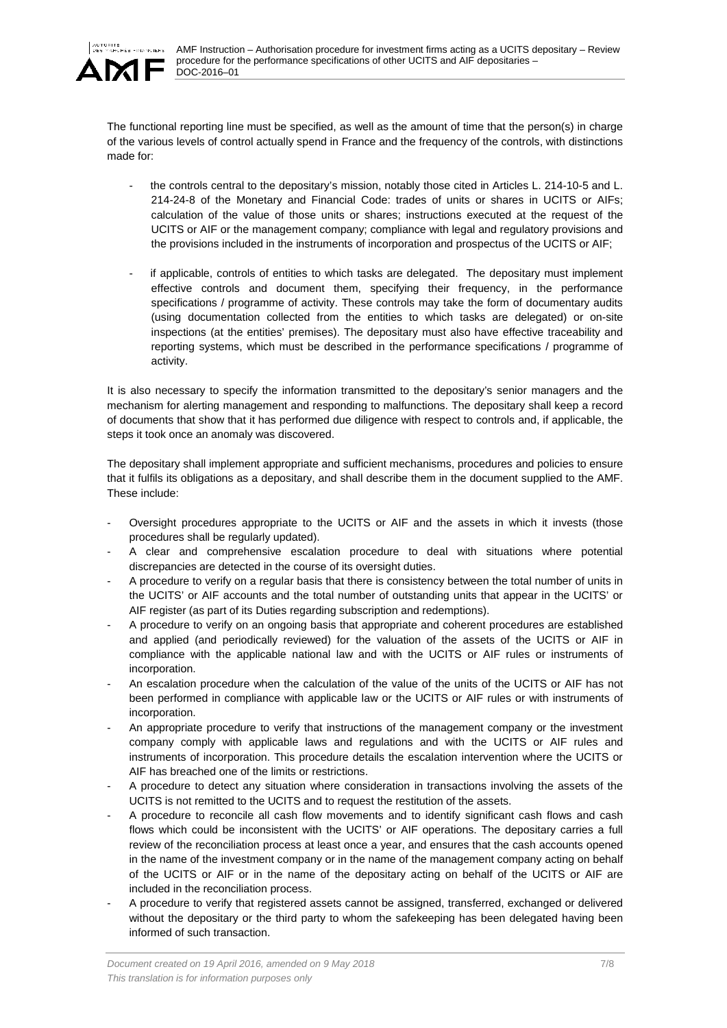The functional reporting line must be specified, as well as the amount of time that the person(s) in charge of the various levels of control actually spend in France and the frequency of the controls, with distinctions made for:

- the controls central to the depositary's mission, notably those cited in Articles L. 214-10-5 and L. 214-24-8 of the Monetary and Financial Code: trades of units or shares in UCITS or AIFs; calculation of the value of those units or shares; instructions executed at the request of the UCITS or AIF or the management company; compliance with legal and regulatory provisions and the provisions included in the instruments of incorporation and prospectus of the UCITS or AIF;
- if applicable, controls of entities to which tasks are delegated. The depositary must implement effective controls and document them, specifying their frequency, in the performance specifications / programme of activity. These controls may take the form of documentary audits (using documentation collected from the entities to which tasks are delegated) or on-site inspections (at the entities' premises). The depositary must also have effective traceability and reporting systems, which must be described in the performance specifications / programme of activity.

It is also necessary to specify the information transmitted to the depositary's senior managers and the mechanism for alerting management and responding to malfunctions. The depositary shall keep a record of documents that show that it has performed due diligence with respect to controls and, if applicable, the steps it took once an anomaly was discovered.

The depositary shall implement appropriate and sufficient mechanisms, procedures and policies to ensure that it fulfils its obligations as a depositary, and shall describe them in the document supplied to the AMF. These include:

- Oversight procedures appropriate to the UCITS or AIF and the assets in which it invests (those procedures shall be regularly updated).
- A clear and comprehensive escalation procedure to deal with situations where potential discrepancies are detected in the course of its oversight duties.
- A procedure to verify on a regular basis that there is consistency between the total number of units in the UCITS' or AIF accounts and the total number of outstanding units that appear in the UCITS' or AIF register (as part of its Duties regarding subscription and redemptions).
- A procedure to verify on an ongoing basis that appropriate and coherent procedures are established and applied (and periodically reviewed) for the valuation of the assets of the UCITS or AIF in compliance with the applicable national law and with the UCITS or AIF rules or instruments of incorporation.
- An escalation procedure when the calculation of the value of the units of the UCITS or AIF has not been performed in compliance with applicable law or the UCITS or AIF rules or with instruments of incorporation.
- An appropriate procedure to verify that instructions of the management company or the investment company comply with applicable laws and regulations and with the UCITS or AIF rules and instruments of incorporation. This procedure details the escalation intervention where the UCITS or AIF has breached one of the limits or restrictions.
- A procedure to detect any situation where consideration in transactions involving the assets of the UCITS is not remitted to the UCITS and to request the restitution of the assets.
- A procedure to reconcile all cash flow movements and to identify significant cash flows and cash flows which could be inconsistent with the UCITS' or AIF operations. The depositary carries a full review of the reconciliation process at least once a year, and ensures that the cash accounts opened in the name of the investment company or in the name of the management company acting on behalf of the UCITS or AIF or in the name of the depositary acting on behalf of the UCITS or AIF are included in the reconciliation process.
- A procedure to verify that registered assets cannot be assigned, transferred, exchanged or delivered without the depositary or the third party to whom the safekeeping has been delegated having been informed of such transaction.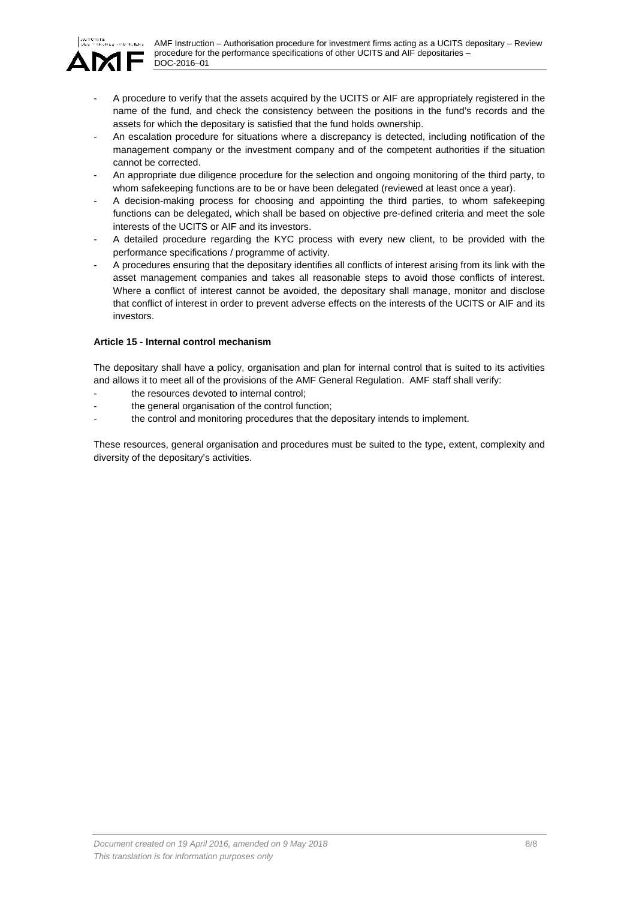- A procedure to verify that the assets acquired by the UCITS or AIF are appropriately registered in the name of the fund, and check the consistency between the positions in the fund's records and the assets for which the depositary is satisfied that the fund holds ownership.
- An escalation procedure for situations where a discrepancy is detected, including notification of the management company or the investment company and of the competent authorities if the situation cannot be corrected.
- An appropriate due diligence procedure for the selection and ongoing monitoring of the third party, to whom safekeeping functions are to be or have been delegated (reviewed at least once a year).
- A decision-making process for choosing and appointing the third parties, to whom safekeeping functions can be delegated, which shall be based on objective pre-defined criteria and meet the sole interests of the UCITS or AIF and its investors.
- A detailed procedure regarding the KYC process with every new client, to be provided with the performance specifications / programme of activity.
- A procedures ensuring that the depositary identifies all conflicts of interest arising from its link with the asset management companies and takes all reasonable steps to avoid those conflicts of interest. Where a conflict of interest cannot be avoided, the depositary shall manage, monitor and disclose that conflict of interest in order to prevent adverse effects on the interests of the UCITS or AIF and its investors.

**Article 15 - Internal control mechanism**

The depositary shall have a policy, organisation and plan for internal control that is suited to its activities and allows it to meet all of the provisions of the AMF General Regulation. AMF staff shall verify:

- the resources devoted to internal control;
- the general organisation of the control function;
- the control and monitoring procedures that the depositary intends to implement.

These resources, general organisation and procedures must be suited to the type, extent, complexity and diversity of the depositary's activities.